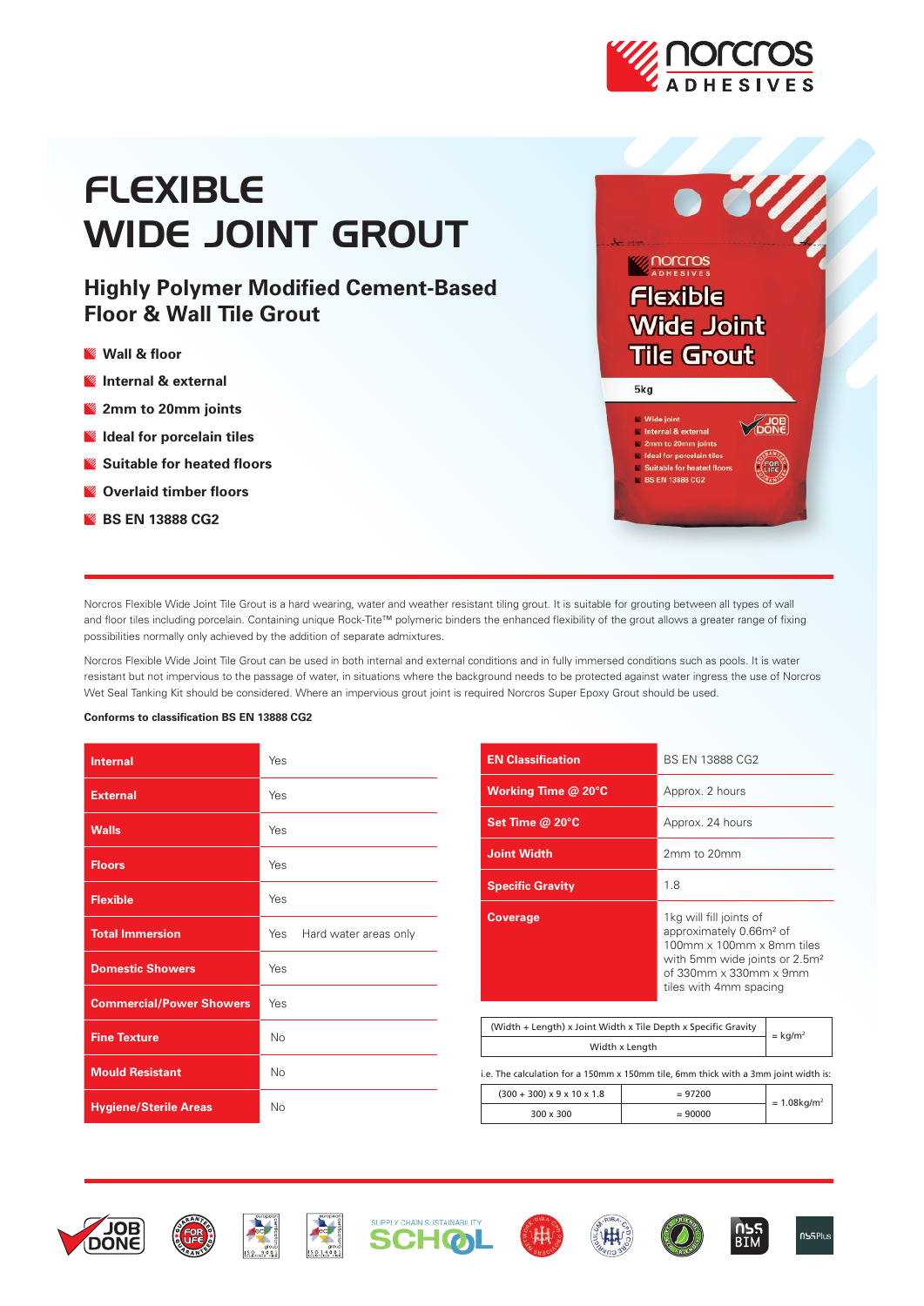# FLEXIBLE WIDE JOINT GROUT

## Highly Polymer Modified Cement-Based Floor & Wall Tile Grout

- Wall & floor
- Internal & external
- 2mm to 20mm joints
- Ideal for porcelain tiles
- Suitable for heated floors
- Overlaid timber floors
- BS EN 13888 CG2

Norcros Flexible Wide Joint Tile Grout is a hard wearing, water and weather resistant tiling grout. It is suitable for grouting between all types of wall and floor tiles including porcelain. Containing unique Rock-Tite™ polymeric binders the enhanced flexibility of the grout allows a greater range of fixing possibilities normally only achieved by the addition of separate admixtures.

Norcros Flexible Wide Joint Tile Grout can be used in both internal and external conditions and in fully immersed conditions such as pools. It is water resistant but not impervious to the passage of water, in situations where the background needs to be protected against water ingress the use of Norcros Wet Seal Tanking Kit should be considered. Where an impervious grout joint is required Norcros Super Epoxy Grout should be used.

**Conforms to classification BS EN 13888 CG2**

| | |
|---|---|
| **Internal** | Yes |
| **External** | Yes |
| **Walls** | Yes |
| **Floors** | Yes |
| **Flexible** | Yes |
| **Total Immersion** | Yes Hard water areas only |
| **Domestic Showers** | Yes |
| **Commercial/Power Showers** | Yes |
| **Fine Texture** | No |
| **Mould Resistant** | No |
| **Hygiene/Sterile Areas** | No |

| | |
|---|---|
| **EN Classification** | BS EN 13888 CG2 |
| **Working Time @ 20°C** | Approx. 2 hours |
| **Set Time @ 20°C** | Approx. 24 hours |
| **Joint Width** | 2mm to 20mm |
| **Specific Gravity** | 1.8 |
| **Coverage** | 1kg will fill joints of approximately 0.66m² of 100mm x 100mm x 8mm tiles with 5mm wide joints or 2.5m² of 330mm x 330mm x 9mm tiles with 4mm spacing |

$$\frac{(\text{Width} + \text{Length}) \times \text{Joint Width} \times \text{Tile Depth} \times \text{Specific Gravity}}{\text{Width} \times \text{Length}} = \text{kg/m}^2$$

i.e. The calculation for a 150mm x 150mm tile, 6mm thick with a 3mm joint width is:

| | | |
|---|---|---|
| (300 + 300) x 9 x 10 x 1.8 | = 97200 | = 1.08kg/m² |
| 300 x 300 | = 90000 | |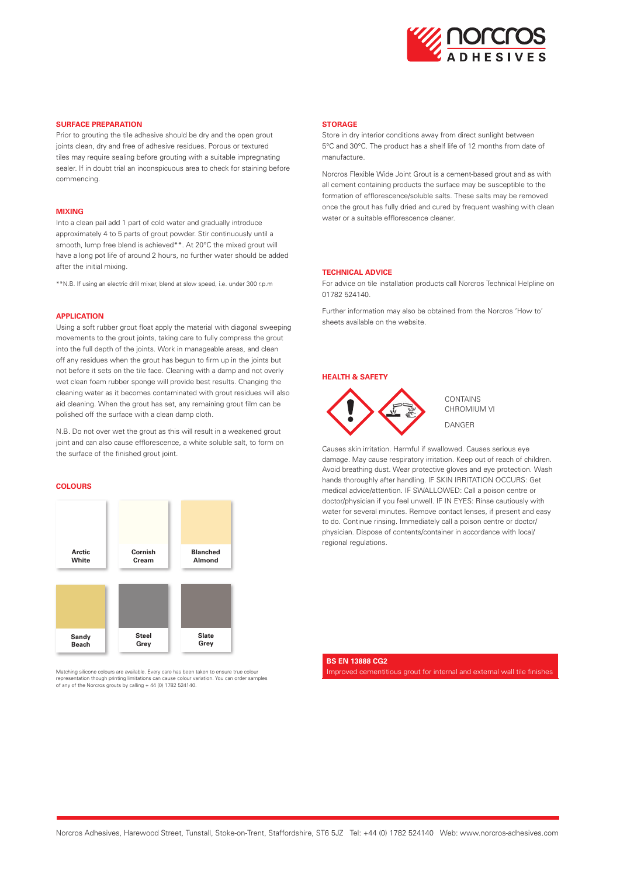## SURFACE PREPARATION

Prior to grouting the tile adhesive should be dry and the open grout joints clean, dry and free of adhesive residues. Porous or textured tiles may require sealing before grouting with a suitable impregnating sealer. If in doubt trial an inconspicuous area to check for staining before commencing.

## MIXING

Into a clean pail add 1 part of cold water and gradually introduce approximately 4 to 5 parts of grout powder. Stir continuously until a smooth, lump free blend is achieved**. At 20°C the mixed grout will have a long pot life of around 2 hours, no further water should be added after the initial mixing.

**N.B. If using an electric drill mixer, blend at slow speed, i.e. under 300 r.p.m

## APPLICATION

Using a soft rubber grout float apply the material with diagonal sweeping movements to the grout joints, taking care to fully compress the grout into the full depth of the joints. Work in manageable areas, and clean off any residues when the grout has begun to firm up in the joints but not before it sets on the tile face. Cleaning with a damp and not overly wet clean foam rubber sponge will provide best results. Changing the cleaning water as it becomes contaminated with grout residues will also aid cleaning. When the grout has set, any remaining grout film can be polished off the surface with a clean damp cloth.

N.B. Do not over wet the grout as this will result in a weakened grout joint and can also cause efflorescence, a white soluble salt, to form on the surface of the finished grout joint.

## COLOURS

Arctic White

Cornish Cream

Blanched Almond

Sandy Beach

Steel Grey

Slate Grey

Matching silicone colours are available. Every care has been taken to ensure true colour representation though printing limitations can cause colour variation. You can order samples of any of the Norcros grouts by calling + 44 (0) 1782 524140.

## STORAGE

Store in dry interior conditions away from direct sunlight between 5°C and 30°C. The product has a shelf life of 12 months from date of manufacture.

Norcros Flexible Wide Joint Grout is a cement-based grout and as with all cement containing products the surface may be susceptible to the formation of efflorescence/soluble salts. These salts may be removed once the grout has fully dried and cured by frequent washing with clean water or a suitable efflorescence cleaner.

## TECHNICAL ADVICE

For advice on tile installation products call Norcros Technical Helpline on 01782 524140.

Further information may also be obtained from the Norcros 'How to' sheets available on the website.

## HEALTH & SAFETY

CONTAINS CHROMIUM VI

DANGER

Causes skin irritation. Harmful if swallowed. Causes serious eye damage. May cause respiratory irritation. Keep out of reach of children. Avoid breathing dust. Wear protective gloves and eye protection. Wash hands thoroughly after handling. IF SKIN IRRITATION OCCURS: Get medical advice/attention. IF SWALLOWED: Call a poison centre or doctor/physician if you feel unwell. IF IN EYES: Rinse cautiously with water for several minutes. Remove contact lenses, if present and easy to do. Continue rinsing. Immediately call a poison centre or doctor/physician. Dispose of contents/container in accordance with local/regional regulations.

**BS EN 13888 CG2**
Improved cementitious grout for internal and external wall tile finishes

Norcros Adhesives, Harewood Street, Tunstall, Stoke-on-Trent, Staffordshire, ST6 5JZ Tel: +44 (0) 1782 524140 Web: www.norcros-adhesives.com